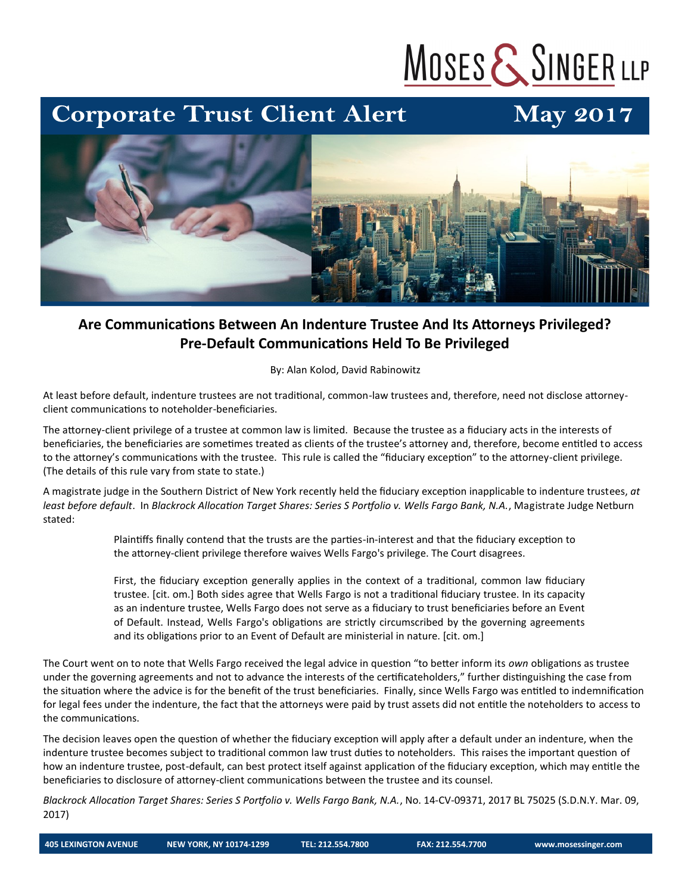MOSES & SINGER LLP

# Corporate Trust Client Alert — May 2017

## Are Communications Between An Indenture Trustee And Its Attorneys Privileged? Pre-Default Communications Held To Be Privileged

By: Alan Kolod, David Rabinowitz

At least before default, indenture trustees are not traditional, common-law trustees and, therefore, need not disclose attorney-client communications to noteholder-beneficiaries.

The attorney-client privilege of a trustee at common law is limited. Because the trustee as a fiduciary acts in the interests of beneficiaries, the beneficiaries are sometimes treated as clients of the trustee's attorney and, therefore, become entitled to access to the attorney's communications with the trustee. This rule is called the "fiduciary exception" to the attorney-client privilege. (The details of this rule vary from state to state.)

A magistrate judge in the Southern District of New York recently held the fiduciary exception inapplicable to indenture trustees, *at least before default*. In *Blackrock Allocation Target Shares: Series S Portfolio v. Wells Fargo Bank, N.A.*, Magistrate Judge Netburn stated:

> Plaintiffs finally contend that the trusts are the parties-in-interest and that the fiduciary exception to the attorney-client privilege therefore waives Wells Fargo's privilege. The Court disagrees.
>
> First, the fiduciary exception generally applies in the context of a traditional, common law fiduciary trustee. [cit. om.] Both sides agree that Wells Fargo is not a traditional fiduciary trustee. In its capacity as an indenture trustee, Wells Fargo does not serve as a fiduciary to trust beneficiaries before an Event of Default. Instead, Wells Fargo's obligations are strictly circumscribed by the governing agreements and its obligations prior to an Event of Default are ministerial in nature. [cit. om.]

The Court went on to note that Wells Fargo received the legal advice in question "to better inform its *own* obligations as trustee under the governing agreements and not to advance the interests of the certificateholders," further distinguishing the case from the situation where the advice is for the benefit of the trust beneficiaries. Finally, since Wells Fargo was entitled to indemnification for legal fees under the indenture, the fact that the attorneys were paid by trust assets did not entitle the noteholders to access to the communications.

The decision leaves open the question of whether the fiduciary exception will apply after a default under an indenture, when the indenture trustee becomes subject to traditional common law trust duties to noteholders. This raises the important question of how an indenture trustee, post-default, can best protect itself against application of the fiduciary exception, which may entitle the beneficiaries to disclosure of attorney-client communications between the trustee and its counsel.

*Blackrock Allocation Target Shares: Series S Portfolio v. Wells Fargo Bank, N.A.*, No. 14-CV-09371, 2017 BL 75025 (S.D.N.Y. Mar. 09, 2017)

405 LEXINGTON AVENUE | NEW YORK, NY 10174-1299 | TEL: 212.554.7800 | FAX: 212.554.7700 | www.mosessinger.com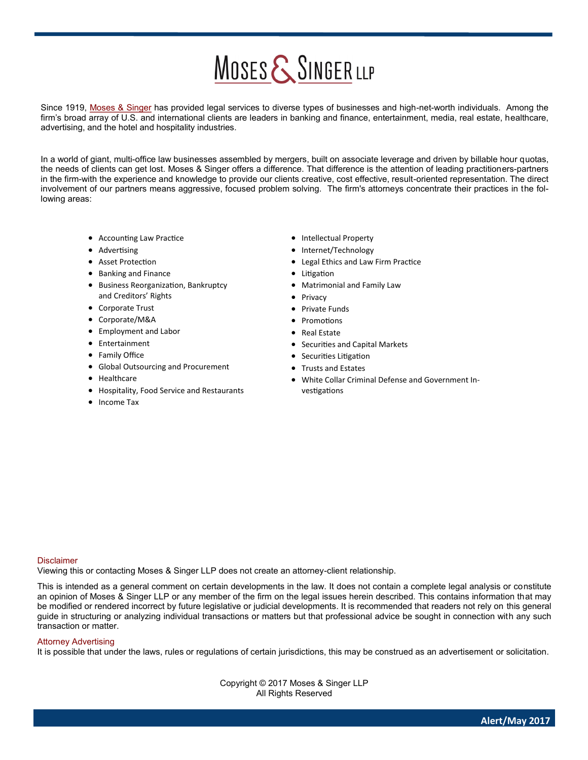# Moses & Singer LLP

Since 1919, Moses & Singer has provided legal services to diverse types of businesses and high-net-worth individuals. Among the firm's broad array of U.S. and international clients are leaders in banking and finance, entertainment, media, real estate, healthcare, advertising, and the hotel and hospitality industries.

In a world of giant, multi-office law businesses assembled by mergers, built on associate leverage and driven by billable hour quotas, the needs of clients can get lost. Moses & Singer offers a difference. That difference is the attention of leading practitioners-partners in the firm-with the experience and knowledge to provide our clients creative, cost effective, result-oriented representation. The direct involvement of our partners means aggressive, focused problem solving. The firm's attorneys concentrate their practices in the following areas:

- Accounting Law Practice
- Advertising
- Asset Protection
- Banking and Finance
- Business Reorganization, Bankruptcy and Creditors' Rights
- Corporate Trust
- Corporate/M&A
- Employment and Labor
- Entertainment
- Family Office
- Global Outsourcing and Procurement
- Healthcare
- Hospitality, Food Service and Restaurants
- Income Tax
- Intellectual Property
- Internet/Technology
- Legal Ethics and Law Firm Practice
- Litigation
- Matrimonial and Family Law
- Privacy
- Private Funds
- Promotions
- Real Estate
- Securities and Capital Markets
- Securities Litigation
- Trusts and Estates
- White Collar Criminal Defense and Government Investigations

Disclaimer

Viewing this or contacting Moses & Singer LLP does not create an attorney-client relationship.

This is intended as a general comment on certain developments in the law. It does not contain a complete legal analysis or constitute an opinion of Moses & Singer LLP or any member of the firm on the legal issues herein described. This contains information that may be modified or rendered incorrect by future legislative or judicial developments. It is recommended that readers not rely on this general guide in structuring or analyzing individual transactions or matters but that professional advice be sought in connection with any such transaction or matter.

Attorney Advertising

It is possible that under the laws, rules or regulations of certain jurisdictions, this may be construed as an advertisement or solicitation.

Copyright © 2017 Moses & Singer LLP
All Rights Reserved